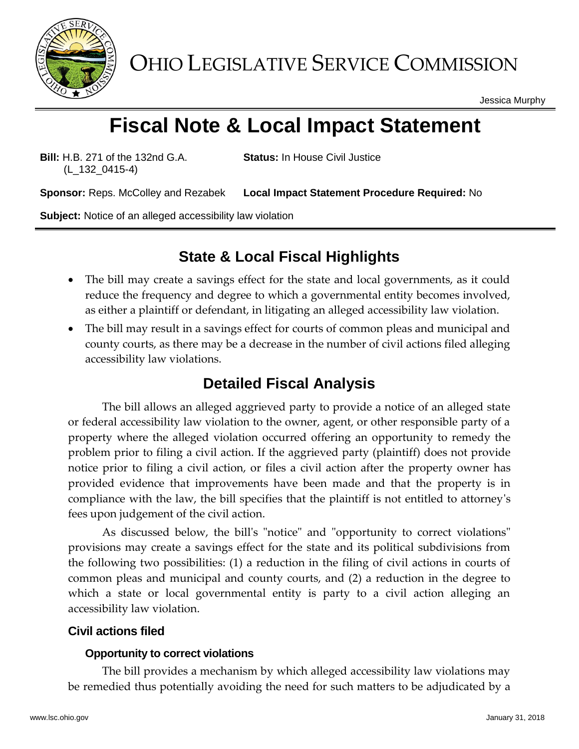# OHIO LEGISLATIVE SERVICE COMMISSION

Jessica Murphy

# Fiscal Note & Local Impact Statement

**Bill:** H.B. 271 of the 132nd G.A. (L_132_0415-4)

**Status:** In House Civil Justice

**Sponsor:** Reps. McColley and Rezabek

**Local Impact Statement Procedure Required:** No

**Subject:** Notice of an alleged accessibility law violation

## State & Local Fiscal Highlights

- The bill may create a savings effect for the state and local governments, as it could reduce the frequency and degree to which a governmental entity becomes involved, as either a plaintiff or defendant, in litigating an alleged accessibility law violation.
- The bill may result in a savings effect for courts of common pleas and municipal and county courts, as there may be a decrease in the number of civil actions filed alleging accessibility law violations.

## Detailed Fiscal Analysis

The bill allows an alleged aggrieved party to provide a notice of an alleged state or federal accessibility law violation to the owner, agent, or other responsible party of a property where the alleged violation occurred offering an opportunity to remedy the problem prior to filing a civil action. If the aggrieved party (plaintiff) does not provide notice prior to filing a civil action, or files a civil action after the property owner has provided evidence that improvements have been made and that the property is in compliance with the law, the bill specifies that the plaintiff is not entitled to attorney's fees upon judgement of the civil action.

As discussed below, the bill's "notice" and "opportunity to correct violations" provisions may create a savings effect for the state and its political subdivisions from the following two possibilities: (1) a reduction in the filing of civil actions in courts of common pleas and municipal and county courts, and (2) a reduction in the degree to which a state or local governmental entity is party to a civil action alleging an accessibility law violation.

### Civil actions filed

#### Opportunity to correct violations

The bill provides a mechanism by which alleged accessibility law violations may be remedied thus potentially avoiding the need for such matters to be adjudicated by a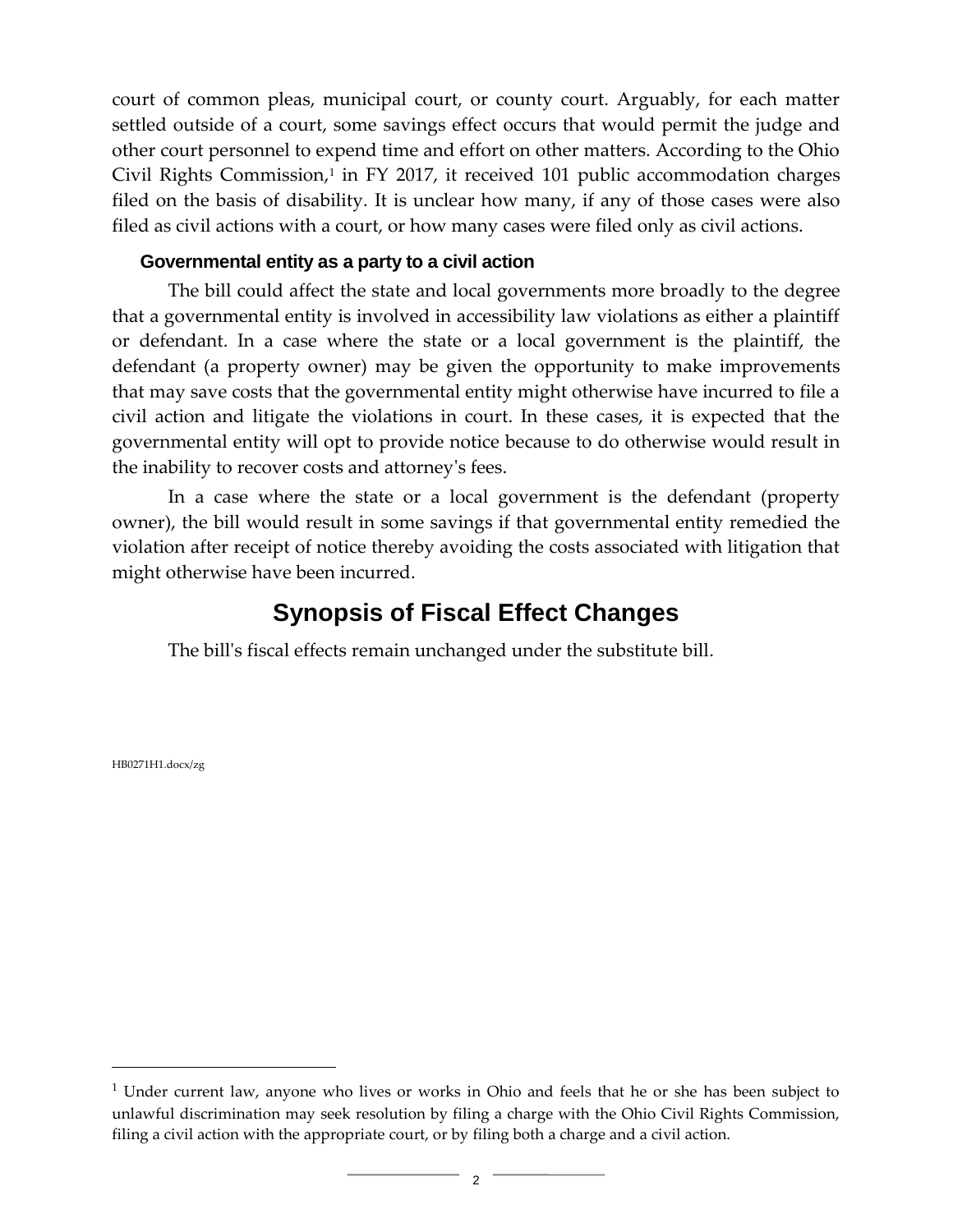court of common pleas, municipal court, or county court. Arguably, for each matter settled outside of a court, some savings effect occurs that would permit the judge and other court personnel to expend time and effort on other matters. According to the Ohio Civil Rights Commission,[1] in FY 2017, it received 101 public accommodation charges filed on the basis of disability. It is unclear how many, if any of those cases were also filed as civil actions with a court, or how many cases were filed only as civil actions.

### Governmental entity as a party to a civil action

The bill could affect the state and local governments more broadly to the degree that a governmental entity is involved in accessibility law violations as either a plaintiff or defendant. In a case where the state or a local government is the plaintiff, the defendant (a property owner) may be given the opportunity to make improvements that may save costs that the governmental entity might otherwise have incurred to file a civil action and litigate the violations in court. In these cases, it is expected that the governmental entity will opt to provide notice because to do otherwise would result in the inability to recover costs and attorney's fees.

In a case where the state or a local government is the defendant (property owner), the bill would result in some savings if that governmental entity remedied the violation after receipt of notice thereby avoiding the costs associated with litigation that might otherwise have been incurred.

## Synopsis of Fiscal Effect Changes

The bill's fiscal effects remain unchanged under the substitute bill.

HB0271H1.docx/zg

[1] Under current law, anyone who lives or works in Ohio and feels that he or she has been subject to unlawful discrimination may seek resolution by filing a charge with the Ohio Civil Rights Commission, filing a civil action with the appropriate court, or by filing both a charge and a civil action.